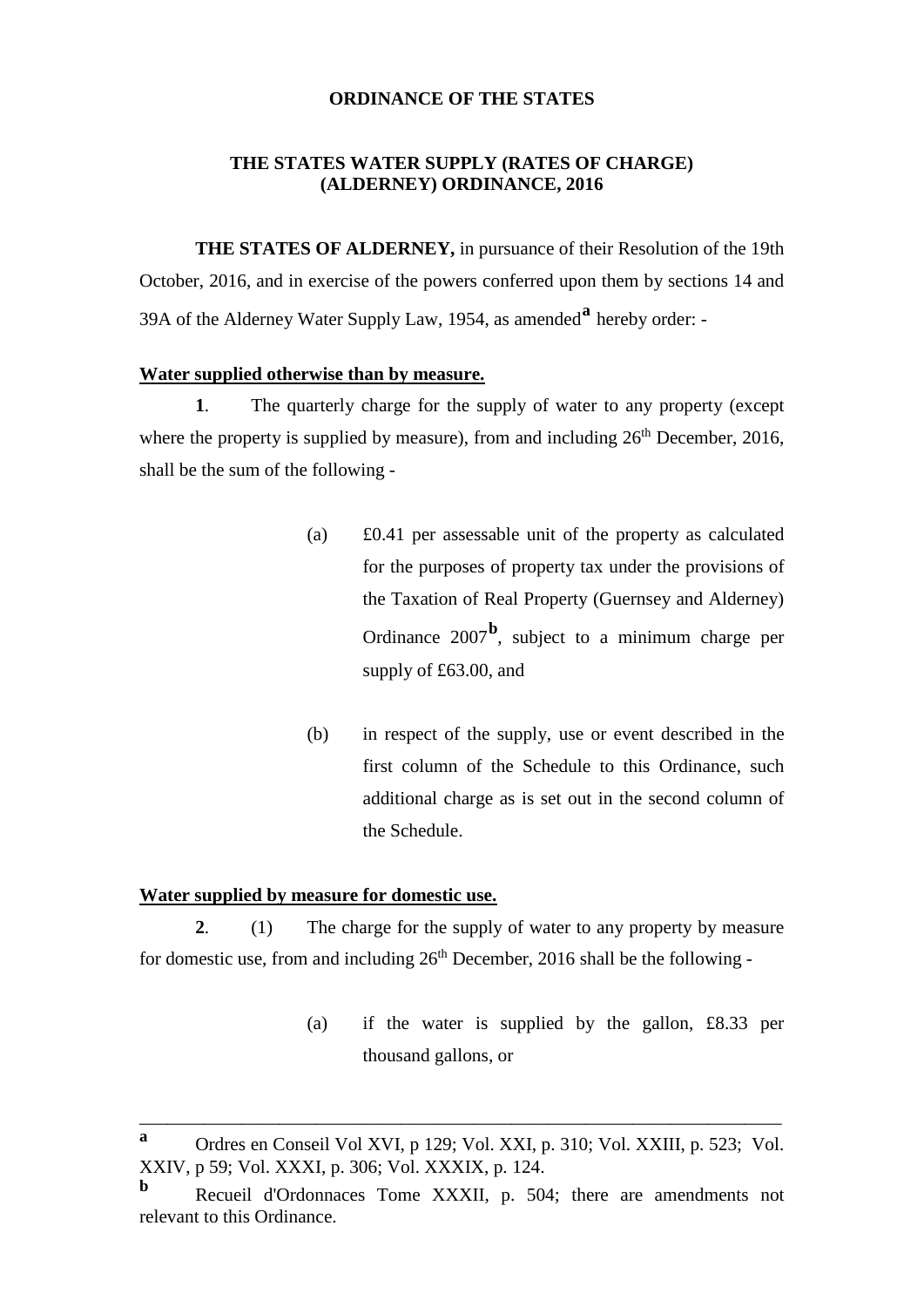**ORDINANCE OF THE STATES**

**THE STATES WATER SUPPLY (RATES OF CHARGE) (ALDERNEY) ORDINANCE, 2016**

**THE STATES OF ALDERNEY,** in pursuance of their Resolution of the 19th October, 2016, and in exercise of the powers conferred upon them by sections 14 and 39A of the Alderney Water Supply Law, 1954, as amended[a] hereby order: -

**Water supplied otherwise than by measure.**

**1**. The quarterly charge for the supply of water to any property (except where the property is supplied by measure), from and including 26th December, 2016, shall be the sum of the following -

(a) £0.41 per assessable unit of the property as calculated for the purposes of property tax under the provisions of the Taxation of Real Property (Guernsey and Alderney) Ordinance 2007[b], subject to a minimum charge per supply of £63.00, and

(b) in respect of the supply, use or event described in the first column of the Schedule to this Ordinance, such additional charge as is set out in the second column of the Schedule.

**Water supplied by measure for domestic use.**

**2**. (1) The charge for the supply of water to any property by measure for domestic use, from and including 26th December, 2016 shall be the following -

(a) if the water is supplied by the gallon, £8.33 per thousand gallons, or

---

[a] Ordres en Conseil Vol XVI, p 129; Vol. XXI, p. 310; Vol. XXIII, p. 523; Vol. XXIV, p 59; Vol. XXXI, p. 306; Vol. XXXIX, p. 124.

[b] Recueil d'Ordonnaces Tome XXXII, p. 504; there are amendments not relevant to this Ordinance.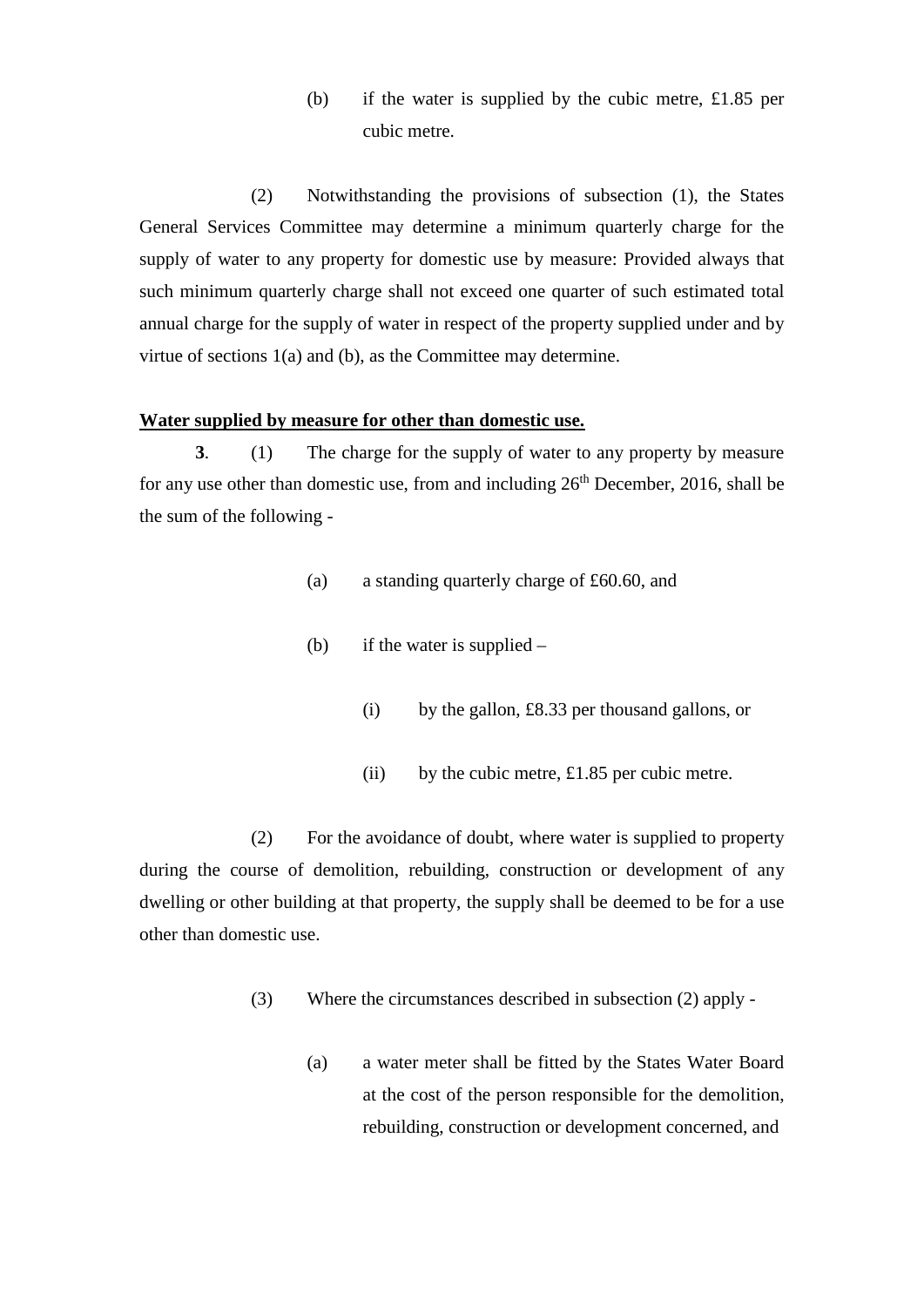(b) if the water is supplied by the cubic metre, £1.85 per cubic metre.

(2) Notwithstanding the provisions of subsection (1), the States General Services Committee may determine a minimum quarterly charge for the supply of water to any property for domestic use by measure: Provided always that such minimum quarterly charge shall not exceed one quarter of such estimated total annual charge for the supply of water in respect of the property supplied under and by virtue of sections 1(a) and (b), as the Committee may determine.

**Water supplied by measure for other than domestic use.**

**3**. (1) The charge for the supply of water to any property by measure for any use other than domestic use, from and including 26th December, 2016, shall be the sum of the following -

(a) a standing quarterly charge of £60.60, and

(b) if the water is supplied –

(i) by the gallon, £8.33 per thousand gallons, or

(ii) by the cubic metre, £1.85 per cubic metre.

(2) For the avoidance of doubt, where water is supplied to property during the course of demolition, rebuilding, construction or development of any dwelling or other building at that property, the supply shall be deemed to be for a use other than domestic use.

(3) Where the circumstances described in subsection (2) apply -

(a) a water meter shall be fitted by the States Water Board at the cost of the person responsible for the demolition, rebuilding, construction or development concerned, and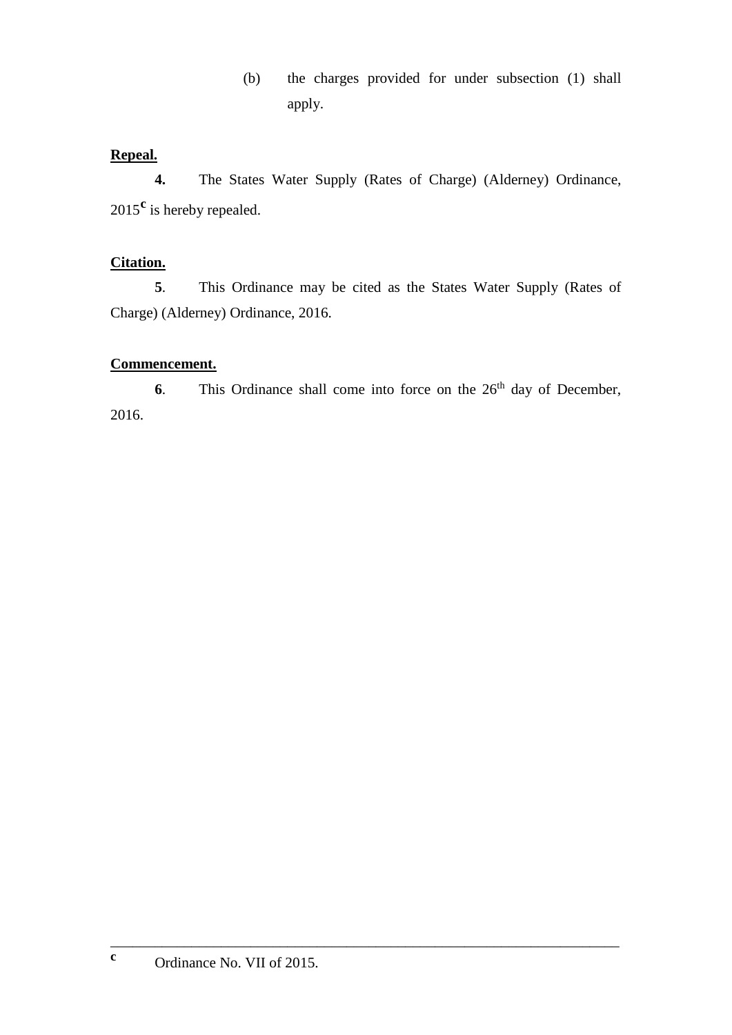(b) the charges provided for under subsection (1) shall apply.

**Repeal.**

**4.** The States Water Supply (Rates of Charge) (Alderney) Ordinance, 2015[c] is hereby repealed.

**Citation.**

**5**. This Ordinance may be cited as the States Water Supply (Rates of Charge) (Alderney) Ordinance, 2016.

**Commencement.**

**6**. This Ordinance shall come into force on the 26th day of December, 2016.

---

[c] Ordinance No. VII of 2015.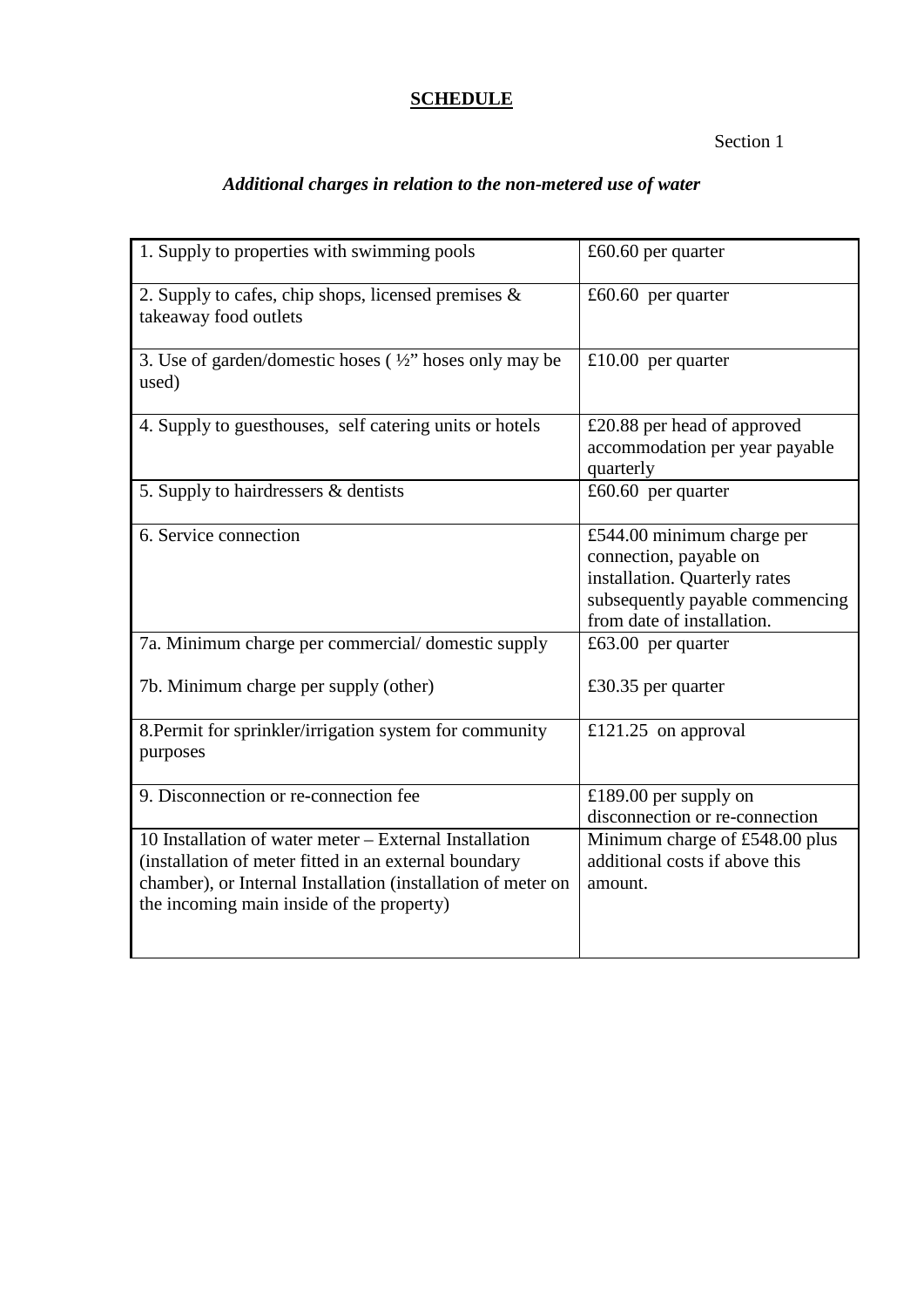**SCHEDULE**

Section 1

***Additional charges in relation to the non-metered use of water***

| | |
|---|---|
| 1. Supply to properties with swimming pools | £60.60 per quarter |
| 2. Supply to cafes, chip shops, licensed premises & takeaway food outlets | £60.60 per quarter |
| 3. Use of garden/domestic hoses ( ½" hoses only may be used) | £10.00 per quarter |
| 4. Supply to guesthouses, self catering units or hotels | £20.88 per head of approved accommodation per year payable quarterly |
| 5. Supply to hairdressers & dentists | £60.60 per quarter |
| 6. Service connection | £544.00 minimum charge per connection, payable on installation. Quarterly rates subsequently payable commencing from date of installation. |
| 7a. Minimum charge per commercial/ domestic supply<br><br>7b. Minimum charge per supply (other) | £63.00 per quarter<br><br>£30.35 per quarter |
| 8.Permit for sprinkler/irrigation system for community purposes | £121.25 on approval |
| 9. Disconnection or re-connection fee | £189.00 per supply on disconnection or re-connection |
| 10 Installation of water meter – External Installation (installation of meter fitted in an external boundary chamber), or Internal Installation (installation of meter on the incoming main inside of the property) | Minimum charge of £548.00 plus additional costs if above this amount. |